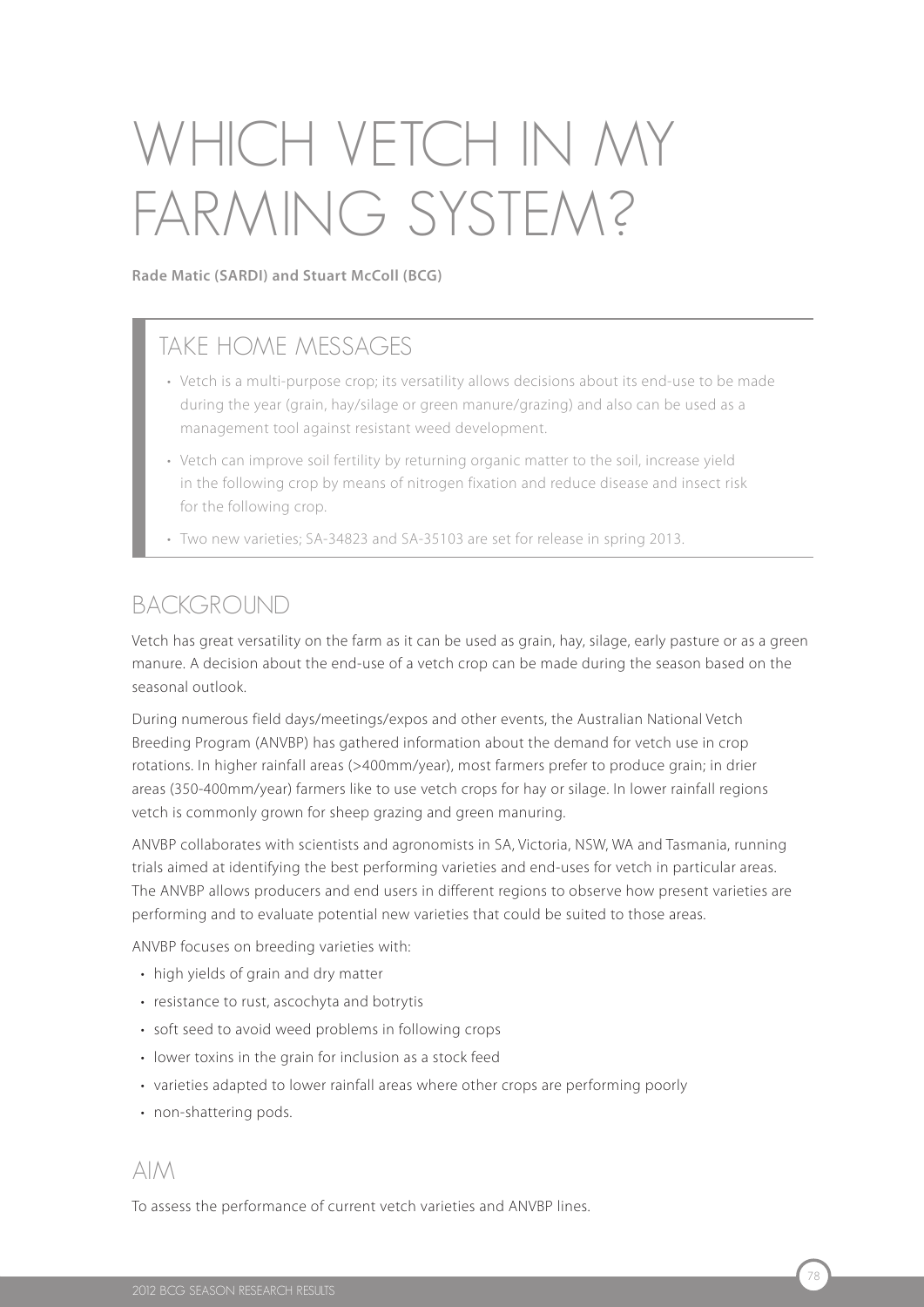# WHICH VETCH IN MY FARMING SYSTEM?

**Rade Matic (SARDI) and Stuart McColl (BCG)**

## TAKE HOME MESSAGES

- Vetch is a multi-purpose crop; its versatility allows decisions about its end-use to be made during the year (grain, hay/silage or green manure/grazing) and also can be used as a management tool against resistant weed development.
- Vetch can improve soil fertility by returning organic matter to the soil, increase yield in the following crop by means of nitrogen fixation and reduce disease and insect risk for the following crop.
- Two new varieties; SA-34823 and SA-35103 are set for release in spring 2013.

## BACKGROUND

Vetch has great versatility on the farm as it can be used as grain, hay, silage, early pasture or as a green manure. A decision about the end-use of a vetch crop can be made during the season based on the seasonal outlook.

During numerous field days/meetings/expos and other events, the Australian National Vetch Breeding Program (ANVBP) has gathered information about the demand for vetch use in crop rotations. In higher rainfall areas (>400mm/year), most farmers prefer to produce grain; in drier areas (350-400mm/year) farmers like to use vetch crops for hay or silage. In lower rainfall regions vetch is commonly grown for sheep grazing and green manuring.

ANVBP collaborates with scientists and agronomists in SA, Victoria, NSW, WA and Tasmania, running trials aimed at identifying the best performing varieties and end-uses for vetch in particular areas. The ANVBP allows producers and end users in different regions to observe how present varieties are performing and to evaluate potential new varieties that could be suited to those areas.

ANVBP focuses on breeding varieties with:

- high yields of grain and dry matter
- resistance to rust, ascochyta and botrytis
- soft seed to avoid weed problems in following crops
- lower toxins in the grain for inclusion as a stock feed
- varieties adapted to lower rainfall areas where other crops are performing poorly
- non-shattering pods.

## AIM

To assess the performance of current vetch varieties and ANVBP lines.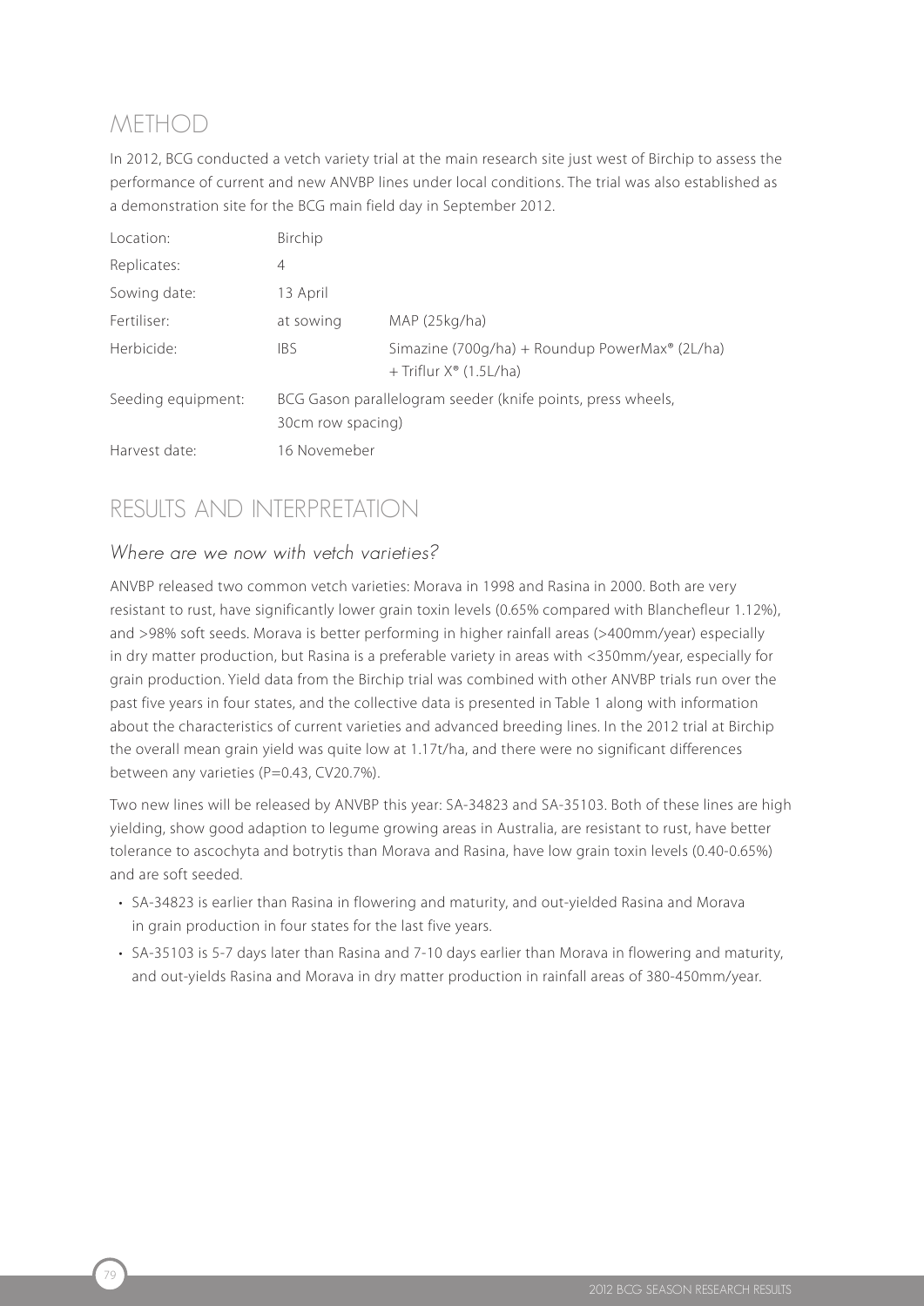## METHOD

In 2012, BCG conducted a vetch variety trial at the main research site just west of Birchip to assess the performance of current and new ANVBP lines under local conditions. The trial was also established as a demonstration site for the BCG main field day in September 2012.

| | | |
|---|---|---|
| Location: | Birchip | |
| Replicates: | 4 | |
| Sowing date: | 13 April | |
| Fertiliser: | at sowing | MAP (25kg/ha) |
| Herbicide: | IBS | Simazine (700g/ha) + Roundup PowerMax® (2L/ha) + Triflur X® (1.5L/ha) |
| Seeding equipment: | BCG Gason parallelogram seeder (knife points, press wheels, 30cm row spacing) | |
| Harvest date: | 16 Novemeber | |

## RESULTS AND INTERPRETATION

### *Where are we now with vetch varieties?*

ANVBP released two common vetch varieties: Morava in 1998 and Rasina in 2000. Both are very resistant to rust, have significantly lower grain toxin levels (0.65% compared with Blanchefleur 1.12%), and >98% soft seeds. Morava is better performing in higher rainfall areas (>400mm/year) especially in dry matter production, but Rasina is a preferable variety in areas with <350mm/year, especially for grain production. Yield data from the Birchip trial was combined with other ANVBP trials run over the past five years in four states, and the collective data is presented in Table 1 along with information about the characteristics of current varieties and advanced breeding lines. In the 2012 trial at Birchip the overall mean grain yield was quite low at 1.17t/ha, and there were no significant differences between any varieties (P=0.43, CV20.7%).

Two new lines will be released by ANVBP this year: SA-34823 and SA-35103. Both of these lines are high yielding, show good adaption to legume growing areas in Australia, are resistant to rust, have better tolerance to ascochyta and botrytis than Morava and Rasina, have low grain toxin levels (0.40-0.65%) and are soft seeded.

- SA-34823 is earlier than Rasina in flowering and maturity, and out-yielded Rasina and Morava in grain production in four states for the last five years.
- SA-35103 is 5-7 days later than Rasina and 7-10 days earlier than Morava in flowering and maturity, and out-yields Rasina and Morava in dry matter production in rainfall areas of 380-450mm/year.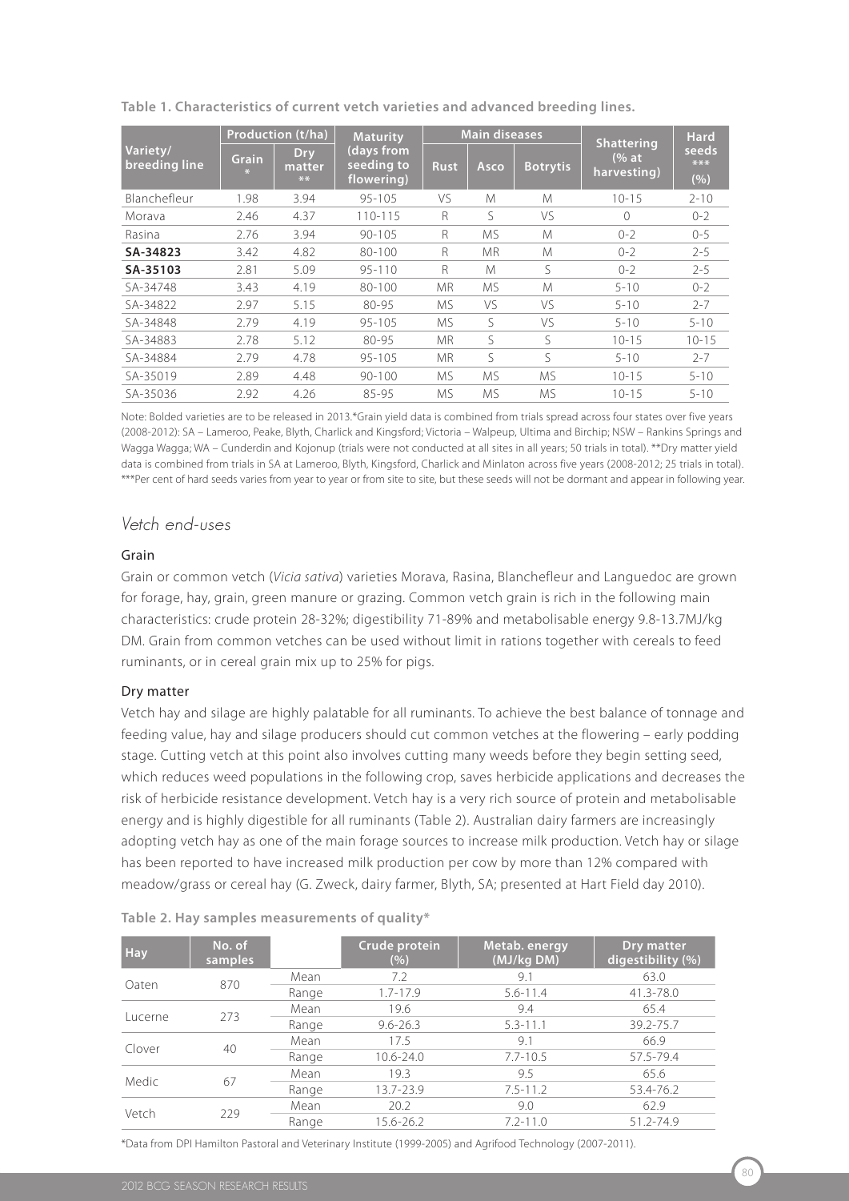**Table 1. Characteristics of current vetch varieties and advanced breeding lines.**

| Variety/ breeding line | Production (t/ha) | | Maturity (days from seeding to flowering) | Main diseases | | | Shattering (% at harvesting) | Hard seeds *** (%) |
|---|---|---|---|---|---|---|---|---|
| | Grain * | Dry matter ** | | Rust | Asco | Botrytis | | |
| Blanchefleur | 1.98 | 3.94 | 95-105 | VS | M | M | 10-15 | 2-10 |
| Morava | 2.46 | 4.37 | 110-115 | R | S | VS | 0 | 0-2 |
| Rasina | 2.76 | 3.94 | 90-105 | R | MS | M | 0-2 | 0-5 |
| **SA-34823** | 3.42 | 4.82 | 80-100 | R | MR | M | 0-2 | 2-5 |
| **SA-35103** | 2.81 | 5.09 | 95-110 | R | M | S | 0-2 | 2-5 |
| SA-34748 | 3.43 | 4.19 | 80-100 | MR | MS | M | 5-10 | 0-2 |
| SA-34822 | 2.97 | 5.15 | 80-95 | MS | VS | VS | 5-10 | 2-7 |
| SA-34848 | 2.79 | 4.19 | 95-105 | MS | S | VS | 5-10 | 5-10 |
| SA-34883 | 2.78 | 5.12 | 80-95 | MR | S | S | 10-15 | 10-15 |
| SA-34884 | 2.79 | 4.78 | 95-105 | MR | S | S | 5-10 | 2-7 |
| SA-35019 | 2.89 | 4.48 | 90-100 | MS | MS | MS | 10-15 | 5-10 |
| SA-35036 | 2.92 | 4.26 | 85-95 | MS | MS | MS | 10-15 | 5-10 |

Note: Bolded varieties are to be released in 2013.*Grain yield data is combined from trials spread across four states over five years (2008-2012): SA – Lameroo, Peake, Blyth, Charlick and Kingsford; Victoria – Walpeup, Ultima and Birchip; NSW – Rankins Springs and Wagga Wagga; WA – Cunderdin and Kojonup (trials were not conducted at all sites in all years; 50 trials in total). **Dry matter yield data is combined from trials in SA at Lameroo, Blyth, Kingsford, Charlick and Minlaton across five years (2008-2012; 25 trials in total). ***Per cent of hard seeds varies from year to year or from site to site, but these seeds will not be dormant and appear in following year.

## *Vetch end-uses*

### Grain

Grain or common vetch (*Vicia sativa*) varieties Morava, Rasina, Blanchefleur and Languedoc are grown for forage, hay, grain, green manure or grazing. Common vetch grain is rich in the following main characteristics: crude protein 28-32%; digestibility 71-89% and metabolisable energy 9.8-13.7MJ/kg DM. Grain from common vetches can be used without limit in rations together with cereals to feed ruminants, or in cereal grain mix up to 25% for pigs.

### Dry matter

Vetch hay and silage are highly palatable for all ruminants. To achieve the best balance of tonnage and feeding value, hay and silage producers should cut common vetches at the flowering – early podding stage. Cutting vetch at this point also involves cutting many weeds before they begin setting seed, which reduces weed populations in the following crop, saves herbicide applications and decreases the risk of herbicide resistance development. Vetch hay is a very rich source of protein and metabolisable energy and is highly digestible for all ruminants (Table 2). Australian dairy farmers are increasingly adopting vetch hay as one of the main forage sources to increase milk production. Vetch hay or silage has been reported to have increased milk production per cow by more than 12% compared with meadow/grass or cereal hay (G. Zweck, dairy farmer, Blyth, SA; presented at Hart Field day 2010).

**Table 2. Hay samples measurements of quality***

| Hay | No. of samples | | Crude protein (%) | Metab. energy (MJ/kg DM) | Dry matter digestibility (%) |
|---|---|---|---|---|---|
| Oaten | 870 | Mean | 7.2 | 9.1 | 63.0 |
| | | Range | 1.7-17.9 | 5.6-11.4 | 41.3-78.0 |
| Lucerne | 273 | Mean | 19.6 | 9.4 | 65.4 |
| | | Range | 9.6-26.3 | 5.3-11.1 | 39.2-75.7 |
| Clover | 40 | Mean | 17.5 | 9.1 | 66.9 |
| | | Range | 10.6-24.0 | 7.7-10.5 | 57.5-79.4 |
| Medic | 67 | Mean | 19.3 | 9.5 | 65.6 |
| | | Range | 13.7-23.9 | 7.5-11.2 | 53.4-76.2 |
| Vetch | 229 | Mean | 20.2 | 9.0 | 62.9 |
| | | Range | 15.6-26.2 | 7.2-11.0 | 51.2-74.9 |

*Data from DPI Hamilton Pastoral and Veterinary Institute (1999-2005) and Agrifood Technology (2007-2011).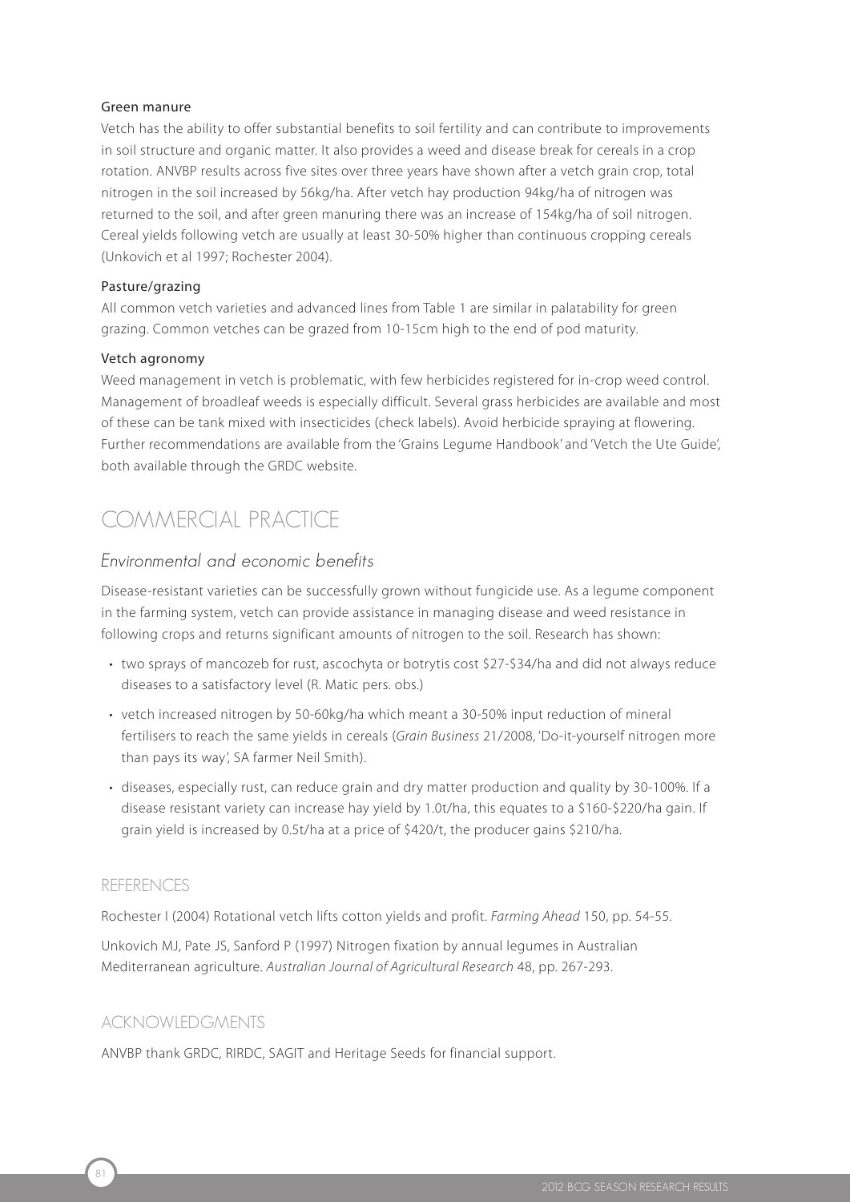#### Green manure

Vetch has the ability to offer substantial benefits to soil fertility and can contribute to improvements in soil structure and organic matter. It also provides a weed and disease break for cereals in a crop rotation. ANVBP results across five sites over three years have shown after a vetch grain crop, total nitrogen in the soil increased by 56kg/ha. After vetch hay production 94kg/ha of nitrogen was returned to the soil, and after green manuring there was an increase of 154kg/ha of soil nitrogen. Cereal yields following vetch are usually at least 30-50% higher than continuous cropping cereals (Unkovich et al 1997; Rochester 2004).

#### Pasture/grazing

All common vetch varieties and advanced lines from Table 1 are similar in palatability for green grazing. Common vetches can be grazed from 10-15cm high to the end of pod maturity.

#### Vetch agronomy

Weed management in vetch is problematic, with few herbicides registered for in-crop weed control. Management of broadleaf weeds is especially difficult. Several grass herbicides are available and most of these can be tank mixed with insecticides (check labels). Avoid herbicide spraying at flowering. Further recommendations are available from the 'Grains Legume Handbook' and 'Vetch the Ute Guide', both available through the GRDC website.

## COMMERCIAL PRACTICE

### *Environmental and economic benefits*

Disease-resistant varieties can be successfully grown without fungicide use. As a legume component in the farming system, vetch can provide assistance in managing disease and weed resistance in following crops and returns significant amounts of nitrogen to the soil. Research has shown:

- two sprays of mancozeb for rust, ascochyta or botrytis cost \$27-\$34/ha and did not always reduce diseases to a satisfactory level (R. Matic pers. obs.)
- vetch increased nitrogen by 50-60kg/ha which meant a 30-50% input reduction of mineral fertilisers to reach the same yields in cereals (*Grain Business* 21/2008, 'Do-it-yourself nitrogen more than pays its way', SA farmer Neil Smith).
- diseases, especially rust, can reduce grain and dry matter production and quality by 30-100%. If a disease resistant variety can increase hay yield by 1.0t/ha, this equates to a \$160-\$220/ha gain. If grain yield is increased by 0.5t/ha at a price of \$420/t, the producer gains \$210/ha.

### REFERENCES

Rochester I (2004) Rotational vetch lifts cotton yields and profit. *Farming Ahead* 150, pp. 54-55.

Unkovich MJ, Pate JS, Sanford P (1997) Nitrogen fixation by annual legumes in Australian Mediterranean agriculture. *Australian Journal of Agricultural Research* 48, pp. 267-293.

### ACKNOWLEDGMENTS

ANVBP thank GRDC, RIRDC, SAGIT and Heritage Seeds for financial support.